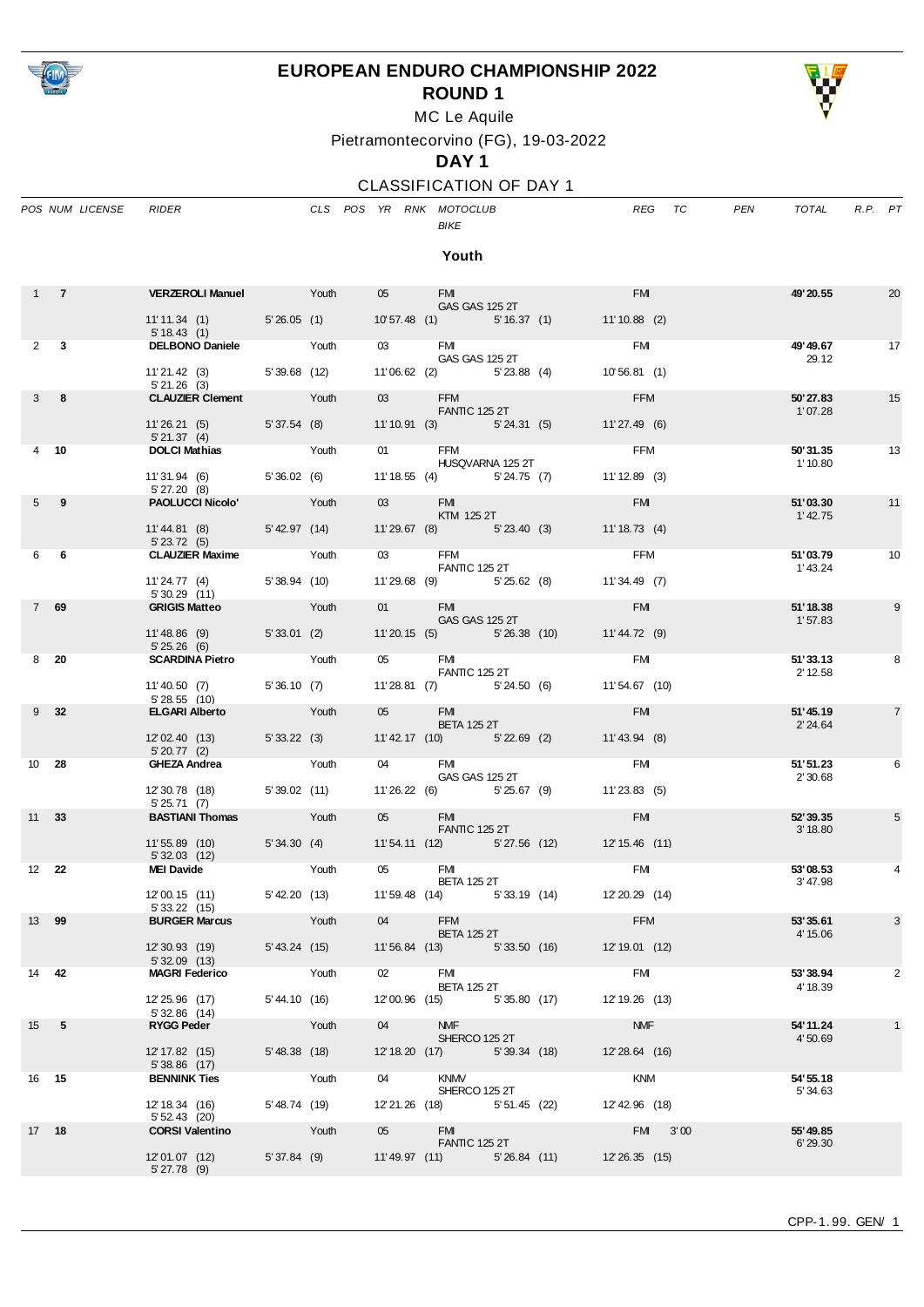# EUROPEAN ENDURO CHAMPIONSHIP 2022

## ROUND 1

MC Le Aquile

Pietramontecorvino (FG), 19-03-2022

**DAY 1**

CLASSIFICATION OF DAY 1

### Youth

| POS | NUM | LICENSE | RIDER | CLS | POS | YR | RNK | MOTOCLUB / BIKE | REG | TC | PEN | TOTAL | R.P. | PT |
|---|---|---|---|---|---|---|---|---|---|---|---|---|---|---|
| 1 | 7 | | **VERZEROLI Manuel** | Youth | | 05 | | FMI / GAS GAS 125 2T | FMI | | | **49'20.55** | | 20 |
| | | | 11'11.34 (1) · 5'26.05 (1) · 10'57.48 (1) · 5'16.37 (1) · 11'10.88 (2) · 5'18.43 (1) | | | | | | | | | | | |
| 2 | 3 | | **DELBONO Daniele** | Youth | | 03 | | FMI / GAS GAS 125 2T | FMI | | | **49'49.67** 29.12 | | 17 |
| | | | 11'21.42 (3) · 5'39.68 (12) · 11'06.62 (2) · 5'23.88 (4) · 10'56.81 (1) · 5'21.26 (3) | | | | | | | | | | | |
| 3 | 8 | | **CLAUZIER Clement** | Youth | | 03 | | FFM / FANTIC 125 2T | FFM | | | **50'27.83** 1'07.28 | | 15 |
| | | | 11'26.21 (5) · 5'37.54 (8) · 11'10.91 (3) · 5'24.31 (5) · 11'27.49 (6) · 5'21.37 (4) | | | | | | | | | | | |
| 4 | 10 | | **DOLCI Mathias** | Youth | | 01 | | FFM / HUSQVARNA 125 2T | FFM | | | **50'31.35** 1'10.80 | | 13 |
| | | | 11'31.94 (6) · 5'36.02 (6) · 11'18.55 (4) · 5'24.75 (7) · 11'12.89 (3) · 5'27.20 (8) | | | | | | | | | | | |
| 5 | 9 | | **PAOLUCCI Nicolo'** | Youth | | 03 | | FMI / KTM 125 2T | FMI | | | **51'03.30** 1'42.75 | | 11 |
| | | | 11'44.81 (8) · 5'42.97 (14) · 11'29.67 (8) · 5'23.40 (3) · 11'18.73 (4) · 5'23.72 (5) | | | | | | | | | | | |
| 6 | 6 | | **CLAUZIER Maxime** | Youth | | 03 | | FFM / FANTIC 125 2T | FFM | | | **51'03.79** 1'43.24 | | 10 |
| | | | 11'24.77 (4) · 5'38.94 (10) · 11'29.68 (9) · 5'25.62 (8) · 11'34.49 (7) · 5'30.29 (11) | | | | | | | | | | | |
| 7 | 69 | | **GRIGIS Matteo** | Youth | | 01 | | FMI / GAS GAS 125 2T | FMI | | | **51'18.38** 1'57.83 | | 9 |
| | | | 11'48.86 (9) · 5'33.01 (2) · 11'20.15 (5) · 5'26.38 (10) · 11'44.72 (9) · 5'25.26 (6) | | | | | | | | | | | |
| 8 | 20 | | **SCARDINA Pietro** | Youth | | 05 | | FMI / FANTIC 125 2T | FMI | | | **51'33.13** 2'12.58 | | 8 |
| | | | 11'40.50 (7) · 5'36.10 (7) · 11'28.81 (7) · 5'24.50 (6) · 11'54.67 (10) · 5'28.55 (10) | | | | | | | | | | | |
| 9 | 32 | | **ELGARI Alberto** | Youth | | 05 | | FMI / BETA 125 2T | FMI | | | **51'45.19** 2'24.64 | | 7 |
| | | | 12'02.40 (13) · 5'33.22 (3) · 11'42.17 (10) · 5'22.69 (2) · 11'43.94 (8) · 5'20.77 (2) | | | | | | | | | | | |
| 10 | 28 | | **GHEZA Andrea** | Youth | | 04 | | FMI / GAS GAS 125 2T | FMI | | | **51'51.23** 2'30.68 | | 6 |
| | | | 12'30.78 (18) · 5'39.02 (11) · 11'26.22 (6) · 5'25.67 (9) · 11'23.83 (5) · 5'25.71 (7) | | | | | | | | | | | |
| 11 | 33 | | **BASTIANI Thomas** | Youth | | 05 | | FMI / FANTIC 125 2T | FMI | | | **52'39.35** 3'18.80 | | 5 |
| | | | 11'55.89 (10) · 5'34.30 (4) · 11'54.11 (12) · 5'27.56 (12) · 12'15.46 (11) · 5'32.03 (12) | | | | | | | | | | | |
| 12 | 22 | | **MEI Davide** | Youth | | 05 | | FMI / BETA 125 2T | FMI | | | **53'08.53** 3'47.98 | | 4 |
| | | | 12'00.15 (11) · 5'42.20 (13) · 11'59.48 (14) · 5'33.19 (14) · 12'20.29 (14) · 5'33.22 (15) | | | | | | | | | | | |
| 13 | 99 | | **BURGER Marcus** | Youth | | 04 | | FFM / BETA 125 2T | FFM | | | **53'35.61** 4'15.06 | | 3 |
| | | | 12'30.93 (19) · 5'43.24 (15) · 11'56.84 (13) · 5'33.50 (16) · 12'19.01 (12) · 5'32.09 (13) | | | | | | | | | | | |
| 14 | 42 | | **MAGRI Federico** | Youth | | 02 | | FMI / BETA 125 2T | FMI | | | **53'38.94** 4'18.39 | | 2 |
| | | | 12'25.96 (17) · 5'44.10 (16) · 12'00.96 (15) · 5'35.80 (17) · 12'19.26 (13) · 5'32.86 (14) | | | | | | | | | | | |
| 15 | 5 | | **RYGG Peder** | Youth | | 04 | | NMF / SHERCO 125 2T | NMF | | | **54'11.24** 4'50.69 | | 1 |
| | | | 12'17.82 (15) · 5'48.38 (18) · 12'18.20 (17) · 5'39.34 (18) · 12'28.64 (16) · 5'38.86 (17) | | | | | | | | | | | |
| 16 | 15 | | **BENNINK Ties** | Youth | | 04 | | KNMV / SHERCO 125 2T | KNM | | | **54'55.18** 5'34.63 | | |
| | | | 12'18.34 (16) · 5'48.74 (19) · 12'21.26 (18) · 5'51.45 (22) · 12'42.96 (18) · 5'52.43 (20) | | | | | | | | | | | |
| 17 | 18 | | **CORSI Valentino** | Youth | | 05 | | FMI / FANTIC 125 2T | FMI | 3'00 | | **55'49.85** 6'29.30 | | |
| | | | 12'01.07 (12) · 5'37.84 (9) · 11'49.97 (11) · 5'26.84 (11) · 12'26.35 (15) · 5'27.78 (9) | | | | | | | | | | | |

CPP-1.99. GEN/ 1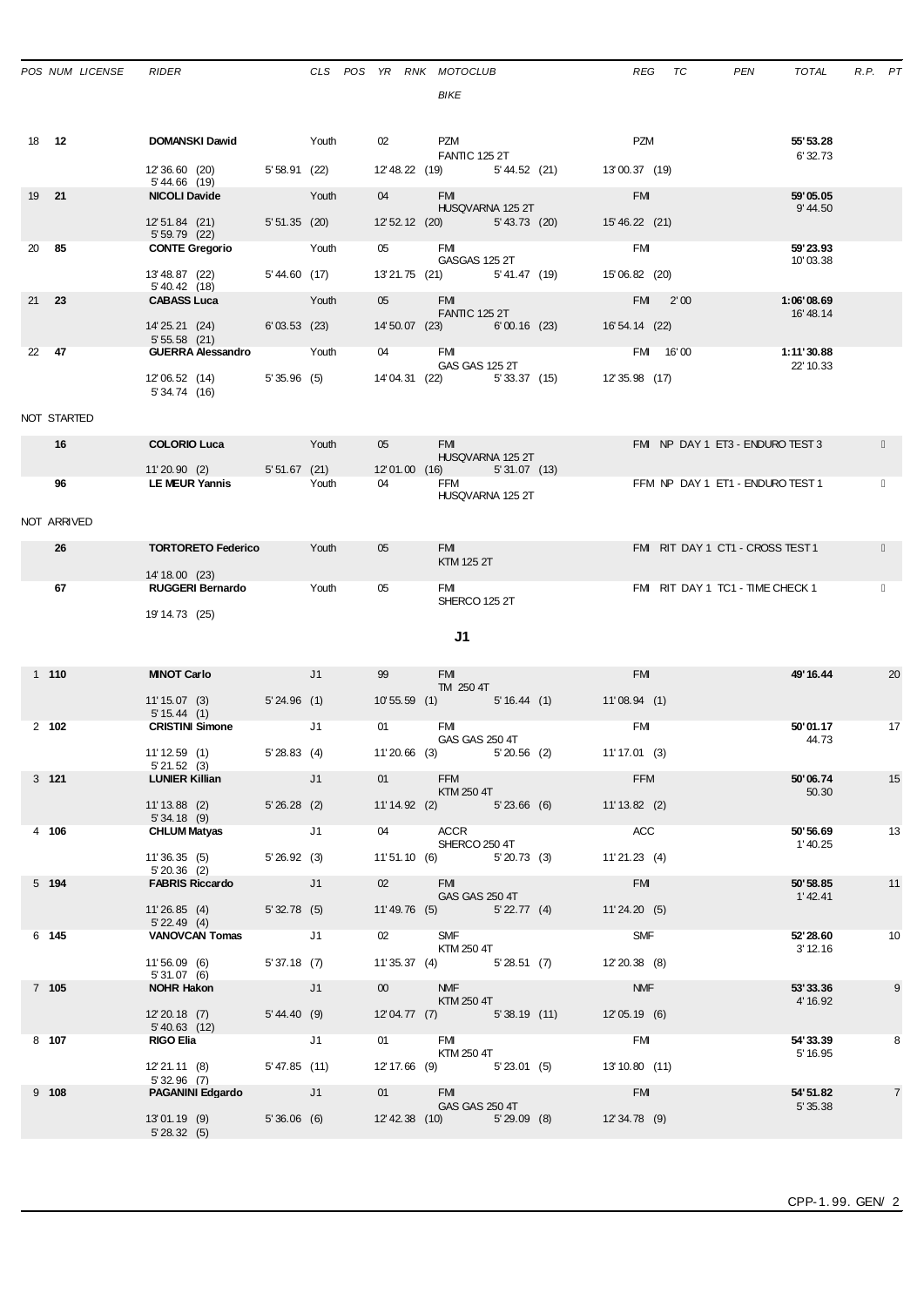| POS | NUM | LICENSE | RIDER | CLS | POS | YR | RNK | MOTOCLUB / BIKE | REG | TC | PEN | TOTAL | R.P. | PT |
|---|---|---|---|---|---|---|---|---|---|---|---|---|---|---|
| 18 | **12** | | **DOMANSKI Dawid** | Youth | | 02 | | PZM / FANTIC 125 2T | PZM | | | **55'53.28** / 6'32.73 | | |
| | | | 12'36.60 (20) 5'44.66 (19) | 5'58.91 (22) | | 12'48.22 (19) | | 5'44.52 (21) | 13'00.37 (19) | | | | | |
| 19 | **21** | | **NICOLI Davide** | Youth | | 04 | | FMI / HUSQVARNA 125 2T | FMI | | | **59'05.05** / 9'44.50 | | |
| | | | 12'51.84 (21) 5'59.79 (22) | 5'51.35 (20) | | 12'52.12 (20) | | 5'43.73 (20) | 15'46.22 (21) | | | | | |
| 20 | **85** | | **CONTE Gregorio** | Youth | | 05 | | FMI / GASGAS 125 2T | FMI | | | **59'23.93** / 10'03.38 | | |
| | | | 13'48.87 (22) 5'40.42 (18) | 5'44.60 (17) | | 13'21.75 (21) | | 5'41.47 (19) | 15'06.82 (20) | | | | | |
| 21 | **23** | | **CABASS Luca** | Youth | | 05 | | FMI / FANTIC 125 2T | FMI | 2'00 | | **1:06'08.69** / 16'48.14 | | |
| | | | 14'25.21 (24) 5'55.58 (21) | 6'03.53 (23) | | 14'50.07 (23) | | 6'00.16 (23) | 16'54.14 (22) | | | | | |
| 22 | **47** | | **GUERRA Alessandro** | Youth | | 04 | | FMI / GAS GAS 125 2T | FMI | 16'00 | | **1:11'30.88** / 22'10.33 | | |
| | | | 12'06.52 (14) 5'34.74 (16) | 5'35.96 (5) | | 14'04.31 (22) | | 5'33.37 (15) | 12'35.98 (17) | | | | | |

NOT STARTED

| POS | NUM | LICENSE | RIDER | CLS | POS | YR | RNK | MOTOCLUB / BIKE | REG | TC | PEN | TOTAL | R.P. | PT |
|---|---|---|---|---|---|---|---|---|---|---|---|---|---|---|
| | **16** | | **COLORIO Luca** | Youth | | 05 | | FMI / HUSQVARNA 125 2T | FMI | NP DAY 1 ET3 - ENDURO TEST 3 | | | | |
| | | | 11'20.90 (2) | 5'51.67 (21) | | 12'01.00 (16) | | 5'31.07 (13) | | | | | | |
| | **96** | | **LE MEUR Yannis** | Youth | | 04 | | FFM / HUSQVARNA 125 2T | FFM | NP DAY 1 ET1 - ENDURO TEST 1 | | | | |

NOT ARRIVED

| POS | NUM | LICENSE | RIDER | CLS | POS | YR | RNK | MOTOCLUB / BIKE | REG | TC | PEN | TOTAL | R.P. | PT |
|---|---|---|---|---|---|---|---|---|---|---|---|---|---|---|
| | **26** | | **TORTORETO Federico** | Youth | | 05 | | FMI / KTM 125 2T | FMI | RIT DAY 1 CT1 - CROSS TEST 1 | | | | |
| | | | 14'18.00 (23) | | | | | | | | | | | |
| | **67** | | **RUGGERI Bernardo** | Youth | | 05 | | FMI / SHERCO 125 2T | FMI | RIT DAY 1 TC1 - TIME CHECK 1 | | | | |
| | | | 19'14.73 (25) | | | | | | | | | | | |

## J1

| POS | NUM | LICENSE | RIDER | CLS | POS | YR | RNK | MOTOCLUB / BIKE | REG | TC | PEN | TOTAL | R.P. | PT |
|---|---|---|---|---|---|---|---|---|---|---|---|---|---|---|
| 1 | **110** | | **MINOT Carlo** | J1 | | 99 | | FMI / TM 250 4T | FMI | | | **49'16.44** | | 20 |
| | | | 11'15.07 (3) 5'15.44 (1) | 5'24.96 (1) | | 10'55.59 (1) | | 5'16.44 (1) | 11'08.94 (1) | | | | | |
| 2 | **102** | | **CRISTINI Simone** | J1 | | 01 | | FMI / GAS GAS 250 4T | FMI | | | **50'01.17** / 44.73 | | 17 |
| | | | 11'12.59 (1) 5'21.52 (3) | 5'28.83 (4) | | 11'20.66 (3) | | 5'20.56 (2) | 11'17.01 (3) | | | | | |
| 3 | **121** | | **LUNIER Killian** | J1 | | 01 | | FFM / KTM 250 4T | FFM | | | **50'06.74** / 50.30 | | 15 |
| | | | 11'13.88 (2) 5'34.18 (9) | 5'26.28 (2) | | 11'14.92 (2) | | 5'23.66 (6) | 11'13.82 (2) | | | | | |
| 4 | **106** | | **CHLUM Matyas** | J1 | | 04 | | ACCR / SHERCO 250 4T | ACC | | | **50'56.69** / 1'40.25 | | 13 |
| | | | 11'36.35 (5) 5'20.36 (2) | 5'26.92 (3) | | 11'51.10 (6) | | 5'20.73 (3) | 11'21.23 (4) | | | | | |
| 5 | **194** | | **FABRIS Riccardo** | J1 | | 02 | | FMI / GAS GAS 250 4T | FMI | | | **50'58.85** / 1'42.41 | | 11 |
| | | | 11'26.85 (4) 5'22.49 (4) | 5'32.78 (5) | | 11'49.76 (5) | | 5'22.77 (4) | 11'24.20 (5) | | | | | |
| 6 | **145** | | **VANOVCAN Tomas** | J1 | | 02 | | SMF / KTM 250 4T | SMF | | | **52'28.60** / 3'12.16 | | 10 |
| | | | 11'56.09 (6) 5'31.07 (6) | 5'37.18 (7) | | 11'35.37 (4) | | 5'28.51 (7) | 12'20.38 (8) | | | | | |
| 7 | **105** | | **NOHR Hakon** | J1 | | 00 | | NMF / KTM 250 4T | NMF | | | **53'33.36** / 4'16.92 | | 9 |
| | | | 12'20.18 (7) 5'40.63 (12) | 5'44.40 (9) | | 12'04.77 (7) | | 5'38.19 (11) | 12'05.19 (6) | | | | | |
| 8 | **107** | | **RIGO Elia** | J1 | | 01 | | FMI / KTM 250 4T | FMI | | | **54'33.39** / 5'16.95 | | 8 |
| | | | 12'21.11 (8) 5'32.96 (7) | 5'47.85 (11) | | 12'17.66 (9) | | 5'23.01 (5) | 13'10.80 (11) | | | | | |
| 9 | **108** | | **PAGANINI Edgardo** | J1 | | 01 | | FMI / GAS GAS 250 4T | FMI | | | **54'51.82** / 5'35.38 | | 7 |
| | | | 13'01.19 (9) 5'28.32 (5) | 5'36.06 (6) | | 12'42.38 (10) | | 5'29.09 (8) | 12'34.78 (9) | | | | | |

CPP-1.99. GEN/ 2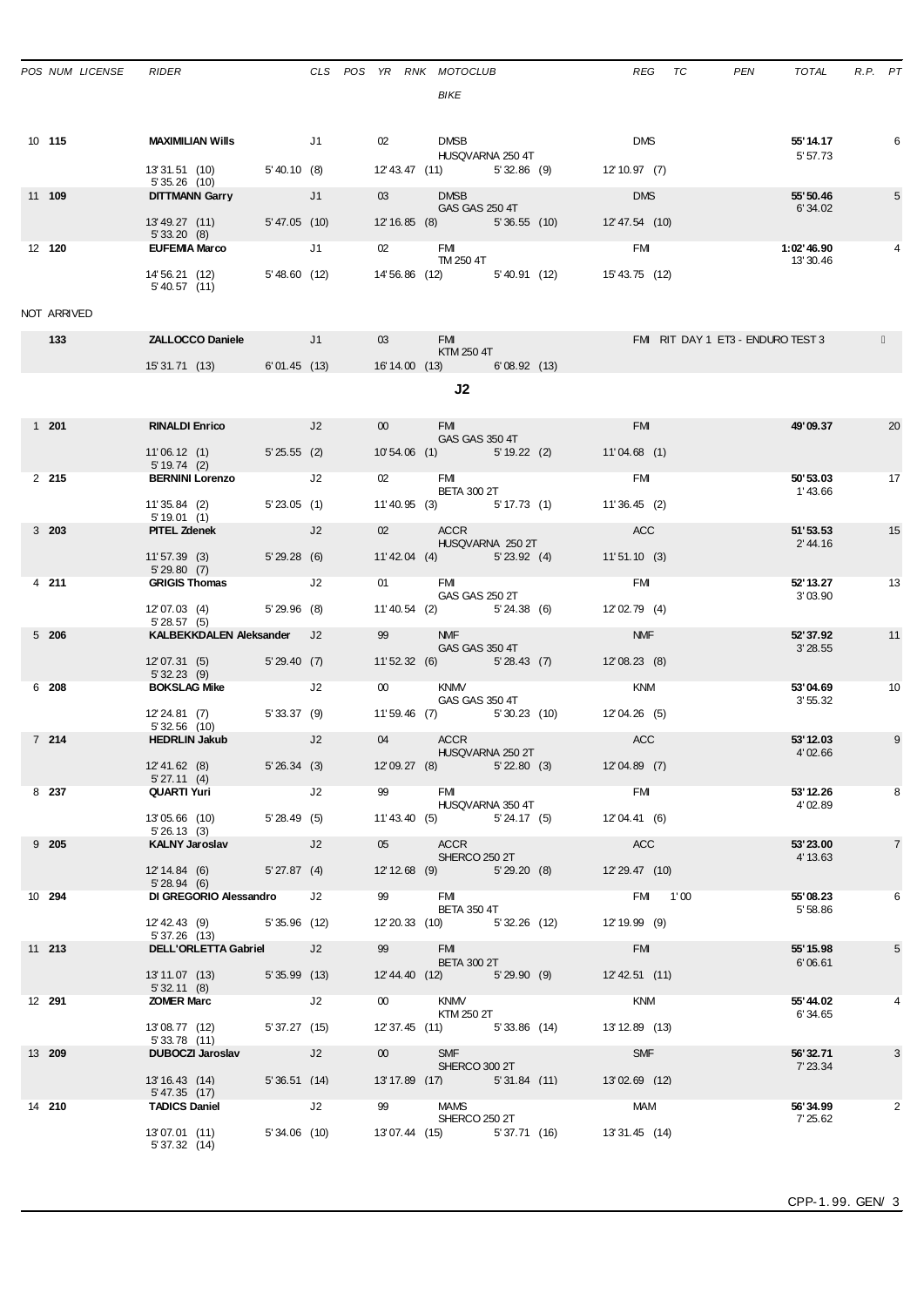| POS | NUM | LICENSE | RIDER | CLS | POS | YR | RNK | MOTOCLUB / BIKE | REG | TC | PEN | TOTAL | R.P. | PT |
|---|---|---|---|---|---|---|---|---|---|---|---|---|---|---|
| 10 | **115** | | **MAXIMILIAN Wills** | J1 | | 02 | | DMSB / HUSQVARNA 250 4T | DMS | | | **55'14.17** / 5'57.73 | | 6 |
| | | | 13'31.51 (10) 5'40.10 (8) 12'43.47 (11) 5'32.86 (9) 12'10.97 (7) 5'35.26 (10) | | | | | | | | | | | |
| 11 | **109** | | **DITTMANN Garry** | J1 | | 03 | | DMSB / GAS GAS 250 4T | DMS | | | **55'50.46** / 6'34.02 | | 5 |
| | | | 13'49.27 (11) 5'47.05 (10) 12'16.85 (8) 5'36.55 (10) 12'47.54 (10) 5'33.20 (8) | | | | | | | | | | | |
| 12 | **120** | | **EUFEMIA Marco** | J1 | | 02 | | FMI / TM 250 4T | FMI | | | **1:02'46.90** / 13'30.46 | | 4 |
| | | | 14'56.21 (12) 5'48.60 (12) 14'56.86 (12) 5'40.91 (12) 15'43.75 (12) 5'40.57 (11) | | | | | | | | | | | |

NOT ARRIVED

| POS | NUM | LICENSE | RIDER | CLS | POS | YR | RNK | MOTOCLUB / BIKE | REG | TC | PEN | TOTAL | R.P. | PT |
|---|---|---|---|---|---|---|---|---|---|---|---|---|---|---|
| | **133** | | **ZALLOCCO Daniele** | J1 | | 03 | | FMI / KTM 250 4T | FMI | RIT DAY 1 ET3 - ENDURO TEST 3 | | | | |
| | | | 15'31.71 (13) 6'01.45 (13) 16'14.00 (13) 6'08.92 (13) | | | | | | | | | | | |

## J2

| POS | NUM | LICENSE | RIDER | CLS | POS | YR | RNK | MOTOCLUB / BIKE | REG | TC | PEN | TOTAL | R.P. | PT |
|---|---|---|---|---|---|---|---|---|---|---|---|---|---|---|
| 1 | **201** | | **RINALDI Enrico** | J2 | | 00 | | FMI / GAS GAS 350 4T | FMI | | | **49'09.37** | | 20 |
| | | | 11'06.12 (1) 5'25.55 (2) 10'54.06 (1) 5'19.22 (2) 11'04.68 (1) 5'19.74 (2) | | | | | | | | | | | |
| 2 | **215** | | **BERNINI Lorenzo** | J2 | | 02 | | FMI / BETA 300 2T | FMI | | | **50'53.03** / 1'43.66 | | 17 |
| | | | 11'35.84 (2) 5'23.05 (1) 11'40.95 (3) 5'17.73 (1) 11'36.45 (2) 5'19.01 (1) | | | | | | | | | | | |
| 3 | **203** | | **PITEL Zdenek** | J2 | | 02 | | ACCR / HUSQVARNA 250 2T | ACC | | | **51'53.53** / 2'44.16 | | 15 |
| | | | 11'57.39 (3) 5'29.28 (6) 11'42.04 (4) 5'23.92 (4) 11'51.10 (3) 5'29.80 (7) | | | | | | | | | | | |
| 4 | **211** | | **GRIGIS Thomas** | J2 | | 01 | | FMI / GAS GAS 250 2T | FMI | | | **52'13.27** / 3'03.90 | | 13 |
| | | | 12'07.03 (4) 5'29.96 (8) 11'40.54 (2) 5'24.38 (6) 12'02.79 (4) 5'28.57 (5) | | | | | | | | | | | |
| 5 | **206** | | **KALBEKKDALEN Aleksander** | J2 | | 99 | | NMF / GAS GAS 350 4T | NMF | | | **52'37.92** / 3'28.55 | | 11 |
| | | | 12'07.31 (5) 5'29.40 (7) 11'52.32 (6) 5'28.43 (7) 12'08.23 (8) 5'32.23 (9) | | | | | | | | | | | |
| 6 | **208** | | **BOKSLAG Mike** | J2 | | 00 | | KNMV / GAS GAS 350 4T | KNM | | | **53'04.69** / 3'55.32 | | 10 |
| | | | 12'24.81 (7) 5'33.37 (9) 11'59.46 (7) 5'30.23 (10) 12'04.26 (5) 5'32.56 (10) | | | | | | | | | | | |
| 7 | **214** | | **HEDRLIN Jakub** | J2 | | 04 | | ACCR / HUSQVARNA 250 2T | ACC | | | **53'12.03** / 4'02.66 | | 9 |
| | | | 12'41.62 (8) 5'26.34 (3) 12'09.27 (8) 5'22.80 (3) 12'04.89 (7) 5'27.11 (4) | | | | | | | | | | | |
| 8 | **237** | | **QUARTI Yuri** | J2 | | 99 | | FMI / HUSQVARNA 350 4T | FMI | | | **53'12.26** / 4'02.89 | | 8 |
| | | | 13'05.66 (10) 5'28.49 (5) 11'43.40 (5) 5'24.17 (5) 12'04.41 (6) 5'26.13 (3) | | | | | | | | | | | |
| 9 | **205** | | **KALNY Jaroslav** | J2 | | 05 | | ACCR / SHERCO 250 2T | ACC | | | **53'23.00** / 4'13.63 | | 7 |
| | | | 12'14.84 (6) 5'27.87 (4) 12'12.68 (9) 5'29.20 (8) 12'29.47 (10) 5'28.94 (6) | | | | | | | | | | | |
| 10 | **294** | | **DI GREGORIO Alessandro** | J2 | | 99 | | FMI / BETA 350 4T | FMI | 1'00 | | **55'08.23** / 5'58.86 | | 6 |
| | | | 12'42.43 (9) 5'35.96 (12) 12'20.33 (10) 5'32.26 (12) 12'19.99 (9) 5'37.26 (13) | | | | | | | | | | | |
| 11 | **213** | | **DELL'ORLETTA Gabriel** | J2 | | 99 | | FMI / BETA 300 2T | FMI | | | **55'15.98** / 6'06.61 | | 5 |
| | | | 13'11.07 (13) 5'35.99 (13) 12'44.40 (12) 5'29.90 (9) 12'42.51 (11) 5'32.11 (8) | | | | | | | | | | | |
| 12 | **291** | | **ZOMER Marc** | J2 | | 00 | | KNMV / KTM 250 2T | KNM | | | **55'44.02** / 6'34.65 | | 4 |
| | | | 13'08.77 (12) 5'37.27 (15) 12'37.45 (11) 5'33.86 (14) 13'12.89 (13) 5'33.78 (11) | | | | | | | | | | | |
| 13 | **209** | | **DUBOCZI Jaroslav** | J2 | | 00 | | SMF / SHERCO 300 2T | SMF | | | **56'32.71** / 7'23.34 | | 3 |
| | | | 13'16.43 (14) 5'36.51 (14) 13'17.89 (17) 5'31.84 (11) 13'02.69 (12) 5'47.35 (17) | | | | | | | | | | | |
| 14 | **210** | | **TADICS Daniel** | J2 | | 99 | | MAMS / SHERCO 250 2T | MAM | | | **56'34.99** / 7'25.62 | | 2 |
| | | | 13'07.01 (11) 5'34.06 (10) 13'07.44 (15) 5'37.71 (16) 13'31.45 (14) 5'37.32 (14) | | | | | | | | | | | |

CPP-1.99. GEN/ 3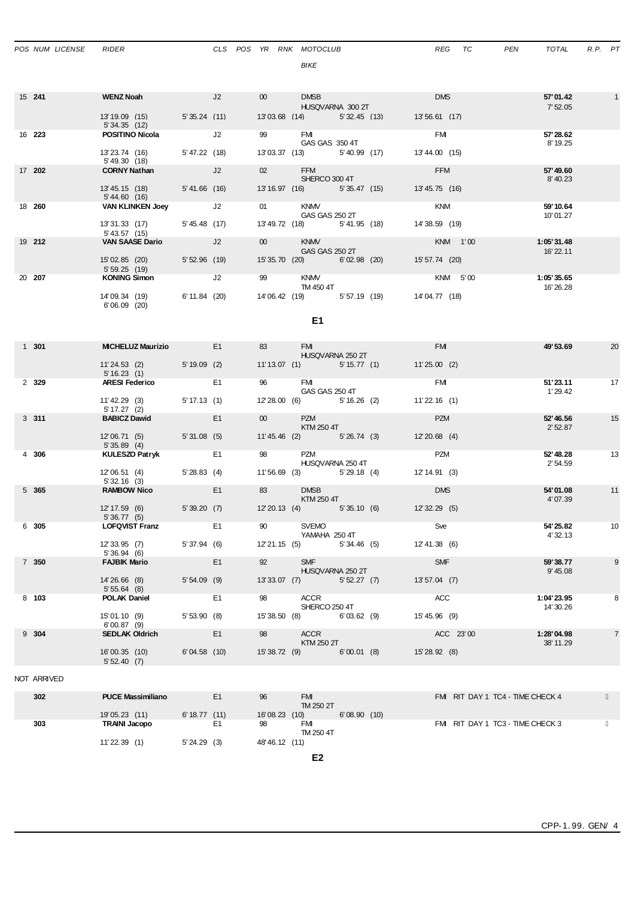| POS | NUM | LICENSE | RIDER | CLS | POS | YR | RNK | MOTOCLUB / BIKE | REG | TC | PEN | TOTAL | R.P. | PT |
|---|---|---|---|---|---|---|---|---|---|---|---|---|---|---|
| 15 | **241** | | **WENZ Noah** | J2 | | 00 | | DMSB / HUSQVARNA 300 2T | DMS | | | **57'01.42** / 7'52.05 | | 1 |
| | | | 13'19.09 (15) · 5'35.24 (11) · 13'03.68 (14) · 5'32.45 (13) · 13'56.61 (17) · 5'34.35 (12) | | | | | | | | | | | |
| 16 | **223** | | **POSITINO Nicola** | J2 | | 99 | | FMI / GAS GAS 350 4T | FMI | | | **57'28.62** / 8'19.25 | | |
| | | | 13'23.74 (16) · 5'47.22 (18) · 13'03.37 (13) · 5'40.99 (17) · 13'44.00 (15) · 5'49.30 (18) | | | | | | | | | | | |
| 17 | **202** | | **CORNY Nathan** | J2 | | 02 | | FFM / SHERCO 300 4T | FFM | | | **57'49.60** / 8'40.23 | | |
| | | | 13'45.15 (18) · 5'41.66 (16) · 13'16.97 (16) · 5'35.47 (15) · 13'45.75 (16) · 5'44.60 (16) | | | | | | | | | | | |
| 18 | **260** | | **VAN KLINKEN Joey** | J2 | | 01 | | KNMV / GAS GAS 250 2T | KNM | | | **59'10.64** / 10'01.27 | | |
| | | | 13'31.33 (17) · 5'45.48 (17) · 13'49.72 (18) · 5'41.95 (18) · 14'38.59 (19) · 5'43.57 (15) | | | | | | | | | | | |
| 19 | **212** | | **VAN SAASE Dario** | J2 | | 00 | | KNMV / GAS GAS 250 2T | KNM | 1'00 | | **1:05'31.48** / 16'22.11 | | |
| | | | 15'02.85 (20) · 5'52.96 (19) · 15'35.70 (20) · 6'02.98 (20) · 15'57.74 (20) · 5'59.25 (19) | | | | | | | | | | | |
| 20 | **207** | | **KONING Simon** | J2 | | 99 | | KNMV / TM 450 4T | KNM | 5'00 | | **1:05'35.65** / 16'26.28 | | |
| | | | 14'09.34 (19) · 6'11.84 (20) · 14'06.42 (19) · 5'57.19 (19) · 14'04.77 (18) · 6'06.09 (20) | | | | | | | | | | | |

## E1

| POS | NUM | LICENSE | RIDER | CLS | POS | YR | RNK | MOTOCLUB / BIKE | REG | TC | PEN | TOTAL | R.P. | PT |
|---|---|---|---|---|---|---|---|---|---|---|---|---|---|---|
| 1 | **301** | | **MICHELUZ Maurizio** | E1 | | 83 | | FMI / HUSQVARNA 250 2T | FMI | | | **49'53.69** | | 20 |
| | | | 11'24.53 (2) · 5'19.09 (2) · 11'13.07 (1) · 5'15.77 (1) · 11'25.00 (2) · 5'16.23 (1) | | | | | | | | | | | |
| 2 | **329** | | **ARESI Federico** | E1 | | 96 | | FMI / GAS GAS 250 4T | FMI | | | **51'23.11** / 1'29.42 | | 17 |
| | | | 11'42.29 (3) · 5'17.13 (1) · 12'28.00 (6) · 5'16.26 (2) · 11'22.16 (1) · 5'17.27 (2) | | | | | | | | | | | |
| 3 | **311** | | **BABICZ Dawid** | E1 | | 00 | | PZM / KTM 250 4T | PZM | | | **52'46.56** / 2'52.87 | | 15 |
| | | | 12'06.71 (5) · 5'31.08 (5) · 11'45.46 (2) · 5'26.74 (3) · 12'20.68 (4) · 5'35.89 (4) | | | | | | | | | | | |
| 4 | **306** | | **KULESZO Patryk** | E1 | | 98 | | PZM / HUSQVARNA 250 4T | PZM | | | **52'48.28** / 2'54.59 | | 13 |
| | | | 12'06.51 (4) · 5'28.83 (4) · 11'56.69 (3) · 5'29.18 (4) · 12'14.91 (3) · 5'32.16 (3) | | | | | | | | | | | |
| 5 | **365** | | **RAMBOW Nico** | E1 | | 83 | | DMSB / KTM 250 4T | DMS | | | **54'01.08** / 4'07.39 | | 11 |
| | | | 12'17.59 (6) · 5'39.20 (7) · 12'20.13 (4) · 5'35.10 (6) · 12'32.29 (5) · 5'36.77 (5) | | | | | | | | | | | |
| 6 | **305** | | **LOFQVIST Franz** | E1 | | 90 | | SVEMO / YAMAHA 250 4T | Sve | | | **54'25.82** / 4'32.13 | | 10 |
| | | | 12'33.95 (7) · 5'37.94 (6) · 12'21.15 (5) · 5'34.46 (5) · 12'41.38 (6) · 5'36.94 (6) | | | | | | | | | | | |
| 7 | **350** | | **FAJBIK Mario** | E1 | | 92 | | SMF / HUSQVARNA 250 2T | SMF | | | **59'38.77** / 9'45.08 | | 9 |
| | | | 14'26.66 (8) · 5'54.09 (9) · 13'33.07 (7) · 5'52.27 (7) · 13'57.04 (7) · 5'55.64 (8) | | | | | | | | | | | |
| 8 | **103** | | **POLAK Daniel** | E1 | | 98 | | ACCR / SHERCO 250 4T | ACC | | | **1:04'23.95** / 14'30.26 | | 8 |
| | | | 15'01.10 (9) · 5'53.90 (8) · 15'38.50 (8) · 6'03.62 (9) · 15'45.96 (9) · 6'00.87 (9) | | | | | | | | | | | |
| 9 | **304** | | **SEDLAK Oldrich** | E1 | | 98 | | ACCR / KTM 250 2T | ACC | 23'00 | | **1:28'04.98** / 38'11.29 | | 7 |
| | | | 16'00.35 (10) · 6'04.58 (10) · 15'38.72 (9) · 6'00.01 (8) · 15'28.92 (8) · 5'52.40 (7) | | | | | | | | | | | |

NOT ARRIVED

| POS | NUM | LICENSE | RIDER | CLS | POS | YR | RNK | MOTOCLUB / BIKE | REG | TC | PEN | TOTAL | R.P. | PT |
|---|---|---|---|---|---|---|---|---|---|---|---|---|---|---|
| | **302** | | **PUCE Massimiliano** | E1 | | 96 | | FMI / TM 250 2T | FMI | RIT DAY 1 TC4 - TIME CHECK 4 | | | | |
| | | | 19'05.23 (11) · 6'18.77 (11) · 16'08.23 (10) · 6'08.90 (10) | | | | | | | | | | | |
| | **303** | | **TRAINI Jacopo** | E1 | | 98 | | FMI / TM 250 4T | FMI | RIT DAY 1 TC3 - TIME CHECK 3 | | | | |
| | | | 11'22.39 (1) · 5'24.29 (3) · 48'46.12 (11) | | | | | | | | | | | |

## E2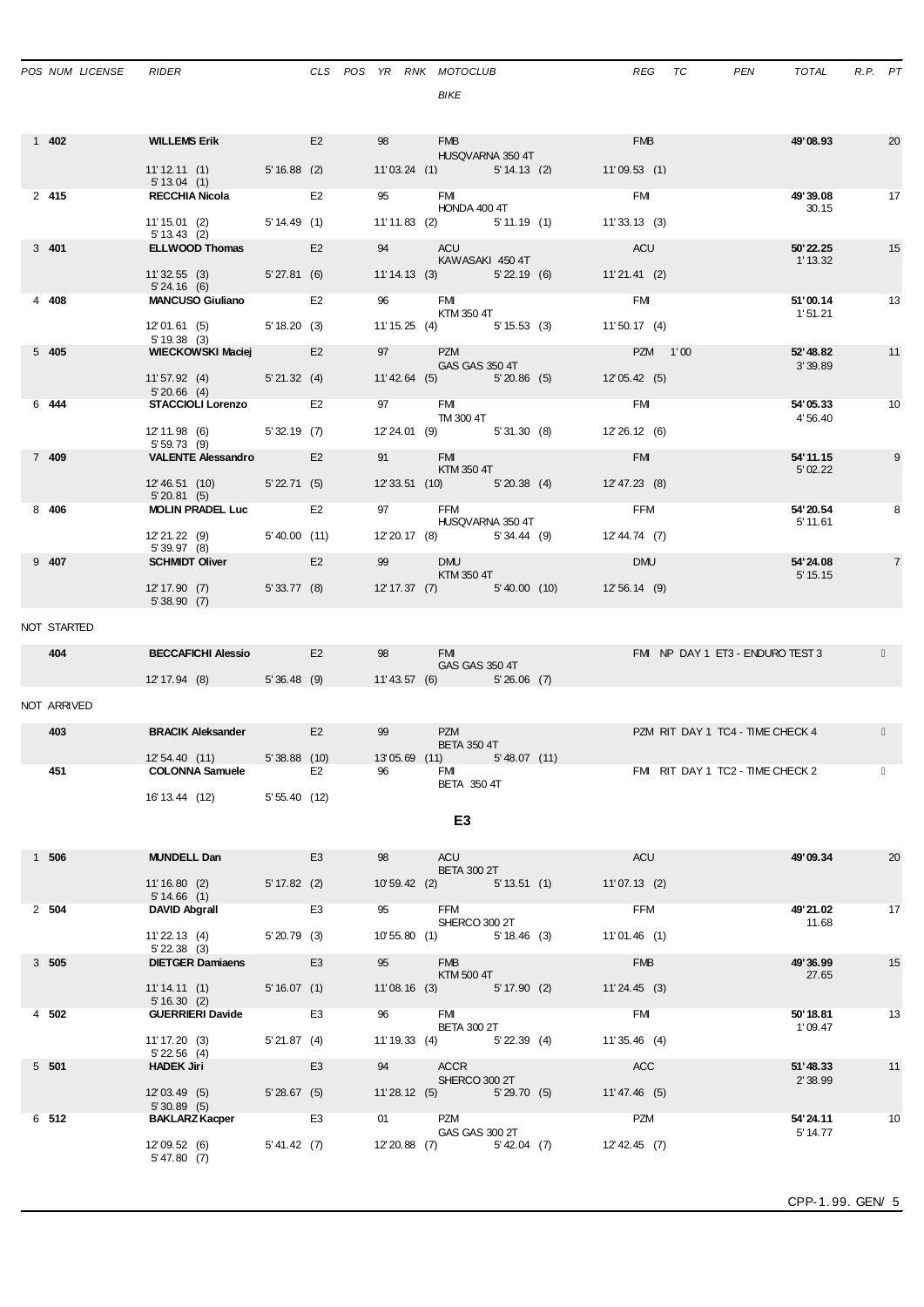| POS | NUM | LICENSE | RIDER | CLS | POS | YR | RNK | MOTOCLUB / BIKE | REG | TC | PEN | TOTAL | R.P. | PT |
|---|---|---|---|---|---|---|---|---|---|---|---|---|---|---|
| 1 | **402** | | **WILLEMS Erik** | E2 | | 98 | | FMB / HUSQVARNA 350 4T | FMB | | | **49'08.93** | | 20 |
| | | | 11'12.11 (1) 5'16.88 (2) 11'03.24 (1) 5'14.13 (2) 11'09.53 (1) 5'13.04 (1) | | | | | | | | | | | |
| 2 | **415** | | **RECCHIA Nicola** | E2 | | 95 | | FMI / HONDA 400 4T | FMI | | | **49'39.08** 30.15 | | 17 |
| | | | 11'15.01 (2) 5'14.49 (1) 11'11.83 (2) 5'11.19 (1) 11'33.13 (3) 5'13.43 (2) | | | | | | | | | | | |
| 3 | **401** | | **ELLWOOD Thomas** | E2 | | 94 | | ACU / KAWASAKI 450 4T | ACU | | | **50'22.25** 1'13.32 | | 15 |
| | | | 11'32.55 (3) 5'27.81 (6) 11'14.13 (3) 5'22.19 (6) 11'21.41 (2) 5'24.16 (6) | | | | | | | | | | | |
| 4 | **408** | | **MANCUSO Giuliano** | E2 | | 96 | | FMI / KTM 350 4T | FMI | | | **51'00.14** 1'51.21 | | 13 |
| | | | 12'01.61 (5) 5'18.20 (3) 11'15.25 (4) 5'15.53 (3) 11'50.17 (4) 5'19.38 (3) | | | | | | | | | | | |
| 5 | **405** | | **WIECKOWSKI Maciej** | E2 | | 97 | | PZM / GAS GAS 350 4T | PZM | 1'00 | | **52'48.82** 3'39.89 | | 11 |
| | | | 11'57.92 (4) 5'21.32 (4) 11'42.64 (5) 5'20.86 (5) 12'05.42 (5) 5'20.66 (4) | | | | | | | | | | | |
| 6 | **444** | | **STACCIOLI Lorenzo** | E2 | | 97 | | FMI / TM 300 4T | FMI | | | **54'05.33** 4'56.40 | | 10 |
| | | | 12'11.98 (6) 5'32.19 (7) 12'24.01 (9) 5'31.30 (8) 12'26.12 (6) 5'59.73 (9) | | | | | | | | | | | |
| 7 | **409** | | **VALENTE Alessandro** | E2 | | 91 | | FMI / KTM 350 4T | FMI | | | **54'11.15** 5'02.22 | | 9 |
| | | | 12'46.51 (10) 5'22.71 (5) 12'33.51 (10) 5'20.38 (4) 12'47.23 (8) 5'20.81 (5) | | | | | | | | | | | |
| 8 | **406** | | **MOLIN PRADEL Luc** | E2 | | 97 | | FFM / HUSQVARNA 350 4T | FFM | | | **54'20.54** 5'11.61 | | 8 |
| | | | 12'21.22 (9) 5'40.00 (11) 12'20.17 (8) 5'34.44 (9) 12'44.74 (7) 5'39.97 (8) | | | | | | | | | | | |
| 9 | **407** | | **SCHMIDT Oliver** | E2 | | 99 | | DMU / KTM 350 4T | DMU | | | **54'24.08** 5'15.15 | | 7 |
| | | | 12'17.90 (7) 5'33.77 (8) 12'17.37 (7) 5'40.00 (10) 12'56.14 (9) 5'38.90 (7) | | | | | | | | | | | |

NOT STARTED

| POS | NUM | LICENSE | RIDER | CLS | POS | YR | RNK | MOTOCLUB / BIKE | REG | TC | PEN | TOTAL | R.P. | PT |
|---|---|---|---|---|---|---|---|---|---|---|---|---|---|---|
| | **404** | | **BECCAFICHI Alessio** | E2 | | 98 | | FMI / GAS GAS 350 4T | FMI | NP DAY 1 ET3 - ENDURO TEST 3 | | | | |
| | | | 12'17.94 (8) 5'36.48 (9) 11'43.57 (6) 5'26.06 (7) | | | | | | | | | | | |

NOT ARRIVED

| POS | NUM | LICENSE | RIDER | CLS | POS | YR | RNK | MOTOCLUB / BIKE | REG | TC | PEN | TOTAL | R.P. | PT |
|---|---|---|---|---|---|---|---|---|---|---|---|---|---|---|
| | **403** | | **BRACIK Aleksander** | E2 | | 99 | | PZM / BETA 350 4T | PZM | RIT DAY 1 TC4 - TIME CHECK 4 | | | | |
| | | | 12'54.40 (11) 5'38.88 (10) 13'05.69 (11) 5'48.07 (11) | | | | | | | | | | | |
| | **451** | | **COLONNA Samuele** | E2 | | 96 | | FMI / BETA 350 4T | FMI | RIT DAY 1 TC2 - TIME CHECK 2 | | | | |
| | | | 16'13.44 (12) 5'55.40 (12) | | | | | | | | | | | |

## E3

| POS | NUM | LICENSE | RIDER | CLS | POS | YR | RNK | MOTOCLUB / BIKE | REG | TC | PEN | TOTAL | R.P. | PT |
|---|---|---|---|---|---|---|---|---|---|---|---|---|---|---|
| 1 | **506** | | **MUNDELL Dan** | E3 | | 98 | | ACU / BETA 300 2T | ACU | | | **49'09.34** | | 20 |
| | | | 11'16.80 (2) 5'17.82 (2) 10'59.42 (2) 5'13.51 (1) 11'07.13 (2) 5'14.66 (1) | | | | | | | | | | | |
| 2 | **504** | | **DAVID Abgrall** | E3 | | 95 | | FFM / SHERCO 300 2T | FFM | | | **49'21.02** 11.68 | | 17 |
| | | | 11'22.13 (4) 5'20.79 (3) 10'55.80 (1) 5'18.46 (3) 11'01.46 (1) 5'22.38 (3) | | | | | | | | | | | |
| 3 | **505** | | **DIETGER Damiaens** | E3 | | 95 | | FMB / KTM 500 4T | FMB | | | **49'36.99** 27.65 | | 15 |
| | | | 11'14.11 (1) 5'16.07 (1) 11'08.16 (3) 5'17.90 (2) 11'24.45 (3) 5'16.30 (2) | | | | | | | | | | | |
| 4 | **502** | | **GUERRIERI Davide** | E3 | | 96 | | FMI / BETA 300 2T | FMI | | | **50'18.81** 1'09.47 | | 13 |
| | | | 11'17.20 (3) 5'21.87 (4) 11'19.33 (4) 5'22.39 (4) 11'35.46 (4) 5'22.56 (4) | | | | | | | | | | | |
| 5 | **501** | | **HADEK Jiri** | E3 | | 94 | | ACCR / SHERCO 300 2T | ACC | | | **51'48.33** 2'38.99 | | 11 |
| | | | 12'03.49 (5) 5'28.67 (5) 11'28.12 (5) 5'29.70 (5) 11'47.46 (5) 5'30.89 (5) | | | | | | | | | | | |
| 6 | **512** | | **BAKLARZ Kacper** | E3 | | 01 | | PZM / GAS GAS 300 2T | PZM | | | **54'24.11** 5'14.77 | | 10 |
| | | | 12'09.52 (6) 5'41.42 (7) 12'20.88 (7) 5'42.04 (7) 12'42.45 (7) 5'47.80 (7) | | | | | | | | | | | |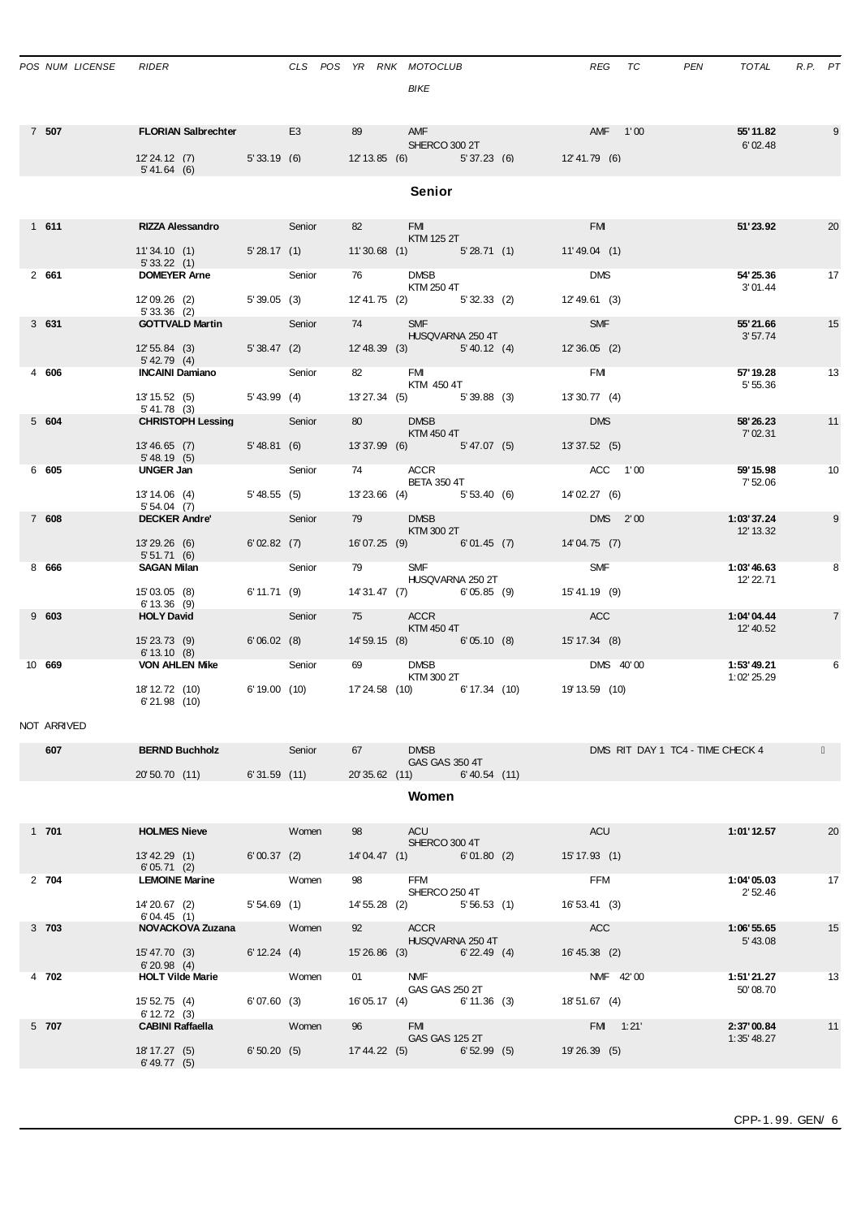| POS | NUM | LICENSE | RIDER | CLS | POS | YR | RNK | MOTOCLUB / BIKE | REG | TC | PEN | TOTAL | R.P. | PT |
|---|---|---|---|---|---|---|---|---|---|---|---|---|---|---|
| 7 | **507** | | **FLORIAN Salbrechter** | E3 | | 89 | | AMF / SHERCO 300 2T | AMF | 1'00 | | **55'11.82** / 6'02.48 | | 9 |
| | | | 12'24.12 (7) · 5'33.19 (6) · 12'13.85 (6) · 5'37.23 (6) · 12'41.79 (6) · 5'41.64 (6) | | | | | | | | | | | |

## Senior

| POS | NUM | LICENSE | RIDER | CLS | POS | YR | RNK | MOTOCLUB / BIKE | REG | TC | PEN | TOTAL | R.P. | PT |
|---|---|---|---|---|---|---|---|---|---|---|---|---|---|---|
| 1 | **611** | | **RIZZA Alessandro** | Senior | | 82 | | FMI / KTM 125 2T | FMI | | | **51'23.92** | | 20 |
| | | | 11'34.10 (1) · 5'28.17 (1) · 11'30.68 (1) · 5'28.71 (1) · 11'49.04 (1) · 5'33.22 (1) | | | | | | | | | | | |
| 2 | **661** | | **DOMEYER Arne** | Senior | | 76 | | DMSB / KTM 250 4T | DMS | | | **54'25.36** / 3'01.44 | | 17 |
| | | | 12'09.26 (2) · 5'39.05 (3) · 12'41.75 (2) · 5'32.33 (2) · 12'49.61 (3) · 5'33.36 (2) | | | | | | | | | | | |
| 3 | **631** | | **GOTTVALD Martin** | Senior | | 74 | | SMF / HUSQVARNA 250 4T | SMF | | | **55'21.66** / 3'57.74 | | 15 |
| | | | 12'55.84 (3) · 5'38.47 (2) · 12'48.39 (3) · 5'40.12 (4) · 12'36.05 (2) · 5'42.79 (4) | | | | | | | | | | | |
| 4 | **606** | | **INCAINI Damiano** | Senior | | 82 | | FMI / KTM 450 4T | FMI | | | **57'19.28** / 5'55.36 | | 13 |
| | | | 13'15.52 (5) · 5'43.99 (4) · 13'27.34 (5) · 5'39.88 (3) · 13'30.77 (4) · 5'41.78 (3) | | | | | | | | | | | |
| 5 | **604** | | **CHRISTOPH Lessing** | Senior | | 80 | | DMSB / KTM 450 4T | DMS | | | **58'26.23** / 7'02.31 | | 11 |
| | | | 13'46.65 (7) · 5'48.81 (6) · 13'37.99 (6) · 5'47.07 (5) · 13'37.52 (5) · 5'48.19 (5) | | | | | | | | | | | |
| 6 | **605** | | **UNGER Jan** | Senior | | 74 | | ACCR / BETA 350 4T | ACC | 1'00 | | **59'15.98** / 7'52.06 | | 10 |
| | | | 13'14.06 (4) · 5'48.55 (5) · 13'23.66 (4) · 5'53.40 (6) · 14'02.27 (6) · 5'54.04 (7) | | | | | | | | | | | |
| 7 | **608** | | **DECKER Andre'** | Senior | | 79 | | DMSB / KTM 300 2T | DMS | 2'00 | | **1:03'37.24** / 12'13.32 | | 9 |
| | | | 13'29.26 (6) · 6'02.82 (7) · 16'07.25 (9) · 6'01.45 (7) · 14'04.75 (7) · 5'51.71 (6) | | | | | | | | | | | |
| 8 | **666** | | **SAGAN Milan** | Senior | | 79 | | SMF / HUSQVARNA 250 2T | SMF | | | **1:03'46.63** / 12'22.71 | | 8 |
| | | | 15'03.05 (8) · 6'11.71 (9) · 14'31.47 (7) · 6'05.85 (9) · 15'41.19 (9) · 6'13.36 (9) | | | | | | | | | | | |
| 9 | **603** | | **HOLY David** | Senior | | 75 | | ACCR / KTM 450 4T | ACC | | | **1:04'04.44** / 12'40.52 | | 7 |
| | | | 15'23.73 (9) · 6'06.02 (8) · 14'59.15 (8) · 6'05.10 (8) · 15'17.34 (8) · 6'13.10 (8) | | | | | | | | | | | |
| 10 | **669** | | **VON AHLEN Mike** | Senior | | 69 | | DMSB / KTM 300 2T | DMS | 40'00 | | **1:53'49.21** / 1:02'25.29 | | 6 |
| | | | 18'12.72 (10) · 6'19.00 (10) · 17'24.58 (10) · 6'17.34 (10) · 19'13.59 (10) · 6'21.98 (10) | | | | | | | | | | | |

NOT ARRIVED

| POS | NUM | LICENSE | RIDER | CLS | POS | YR | RNK | MOTOCLUB / BIKE | REG | TC | PEN | TOTAL | R.P. | PT |
|---|---|---|---|---|---|---|---|---|---|---|---|---|---|---|
| | **607** | | **BERND Buchholz** | Senior | | 67 | | DMSB / GAS GAS 350 4T | DMS RIT DAY 1 TC4 - TIME CHECK 4 | | | | | |
| | | | 20'50.70 (11) · 6'31.59 (11) · 20'35.62 (11) · 6'40.54 (11) | | | | | | | | | | | |

## Women

| POS | NUM | LICENSE | RIDER | CLS | POS | YR | RNK | MOTOCLUB / BIKE | REG | TC | PEN | TOTAL | R.P. | PT |
|---|---|---|---|---|---|---|---|---|---|---|---|---|---|---|
| 1 | **701** | | **HOLMES Nieve** | Women | | 98 | | ACU / SHERCO 300 4T | ACU | | | **1:01'12.57** | | 20 |
| | | | 13'42.29 (1) · 6'00.37 (2) · 14'04.47 (1) · 6'01.80 (2) · 15'17.93 (1) · 6'05.71 (2) | | | | | | | | | | | |
| 2 | **704** | | **LEMOINE Marine** | Women | | 98 | | FFM / SHERCO 250 4T | FFM | | | **1:04'05.03** / 2'52.46 | | 17 |
| | | | 14'20.67 (2) · 5'54.69 (1) · 14'55.28 (2) · 5'56.53 (1) · 16'53.41 (3) · 6'04.45 (1) | | | | | | | | | | | |
| 3 | **703** | | **NOVACKOVA Zuzana** | Women | | 92 | | ACCR / HUSQVARNA 250 4T | ACC | | | **1:06'55.65** / 5'43.08 | | 15 |
| | | | 15'47.70 (3) · 6'12.24 (4) · 15'26.86 (3) · 6'22.49 (4) · 16'45.38 (2) · 6'20.98 (4) | | | | | | | | | | | |
| 4 | **702** | | **HOLT Vilde Marie** | Women | | 01 | | NMF / GAS GAS 250 2T | NMF | 42'00 | | **1:51'21.27** / 50'08.70 | | 13 |
| | | | 15'52.75 (4) · 6'07.60 (3) · 16'05.17 (4) · 6'11.36 (3) · 18'51.67 (4) · 6'12.72 (3) | | | | | | | | | | | |
| 5 | **707** | | **CABINI Raffaella** | Women | | 96 | | FMI / GAS GAS 125 2T | FMI | 1:21' | | **2:37'00.84** / 1:35'48.27 | | 11 |
| | | | 18'17.27 (5) · 6'50.20 (5) · 17'44.22 (5) · 6'52.99 (5) · 19'26.39 (5) · 6'49.77 (5) | | | | | | | | | | | |

CPP-1.99. GEN/ 6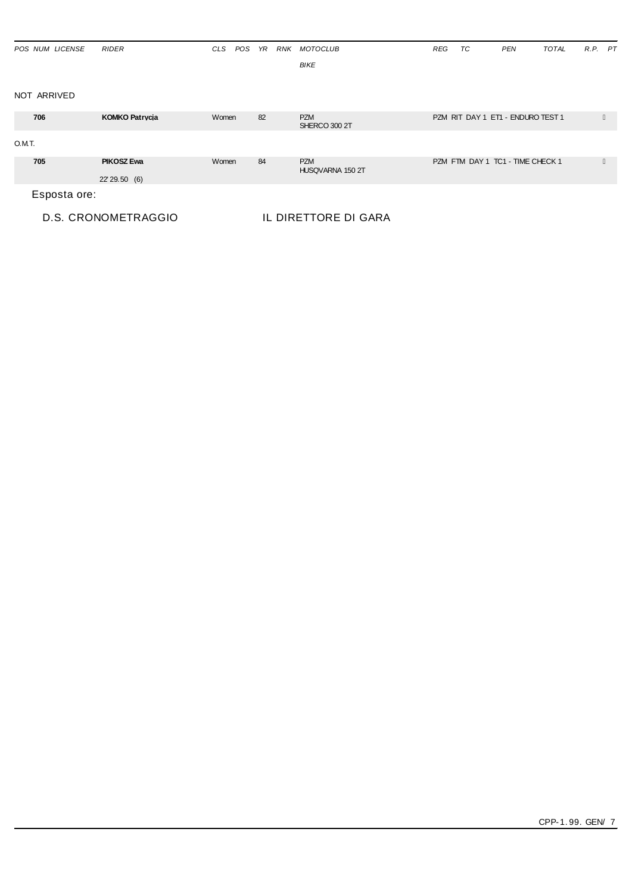| POS | NUM | LICENSE | RIDER | CLS | POS | YR | RNK | MOTOCLUB / BIKE | REG | TC | PEN | TOTAL | R.P. | PT |
|---|---|---|---|---|---|---|---|---|---|---|---|---|---|---|
| NOT ARRIVED | | | | | | | | | | | | | | |
| | 706 | | **KOMKO Patrycja** | Women | | 82 | | PZM<br>SHERCO 300 2T | PZM RIT DAY 1 ET1 - ENDURO TEST 1 | | | | | |
| O.M.T. | | | | | | | | | | | | | | |
| | 705 | | **PIKOSZ Ewa**<br>22'29.50 (6) | Women | | 84 | | PZM<br>HUSQVARNA 150 2T | PZM FTM DAY 1 TC1 - TIME CHECK 1 | | | | | |

Esposta ore:

D.S. CRONOMETRAGGIO

IL DIRETTORE DI GARA

CPP-1.99. GEN/ 7